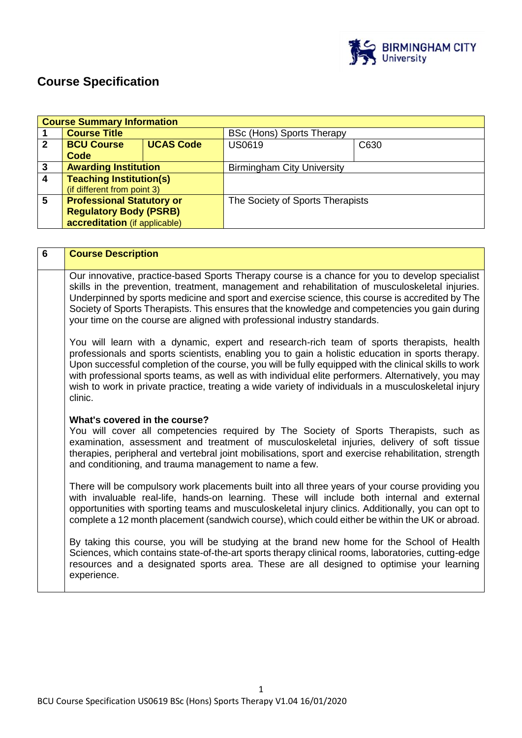# Course Specification

| Course Summary Information | | | | |
|---|---|---|---|---|
| 1 | **Course Title** | | BSc (Hons) Sports Therapy | |
| 2 | **BCU Course Code** | **UCAS Code** | US0619 | C630 |
| 3 | **Awarding Institution** | | Birmingham City University | |
| 4 | **Teaching Institution(s)** (if different from point 3) | | | |
| 5 | **Professional Statutory or Regulatory Body (PSRB) accreditation** (if applicable) | | The Society of Sports Therapists | |

| 6 | Course Description |
|---|---|
| | Our innovative, practice-based Sports Therapy course is a chance for you to develop specialist skills in the prevention, treatment, management and rehabilitation of musculoskeletal injuries. Underpinned by sports medicine and sport and exercise science, this course is accredited by The Society of Sports Therapists. This ensures that the knowledge and competencies you gain during your time on the course are aligned with professional industry standards.<br><br>You will learn with a dynamic, expert and research-rich team of sports therapists, health professionals and sports scientists, enabling you to gain a holistic education in sports therapy. Upon successful completion of the course, you will be fully equipped with the clinical skills to work with professional sports teams, as well as with individual elite performers. Alternatively, you may wish to work in private practice, treating a wide variety of individuals in a musculoskeletal injury clinic.<br><br>**What's covered in the course?**<br>You will cover all competencies required by The Society of Sports Therapists, such as examination, assessment and treatment of musculoskeletal injuries, delivery of soft tissue therapies, peripheral and vertebral joint mobilisations, sport and exercise rehabilitation, strength and conditioning, and trauma management to name a few.<br><br>There will be compulsory work placements built into all three years of your course providing you with invaluable real-life, hands-on learning. These will include both internal and external opportunities with sporting teams and musculoskeletal injury clinics. Additionally, you can opt to complete a 12 month placement (sandwich course), which could either be within the UK or abroad.<br><br>By taking this course, you will be studying at the brand new home for the School of Health Sciences, which contains state-of-the-art sports therapy clinical rooms, laboratories, cutting-edge resources and a designated sports area. These are all designed to optimise your learning experience. |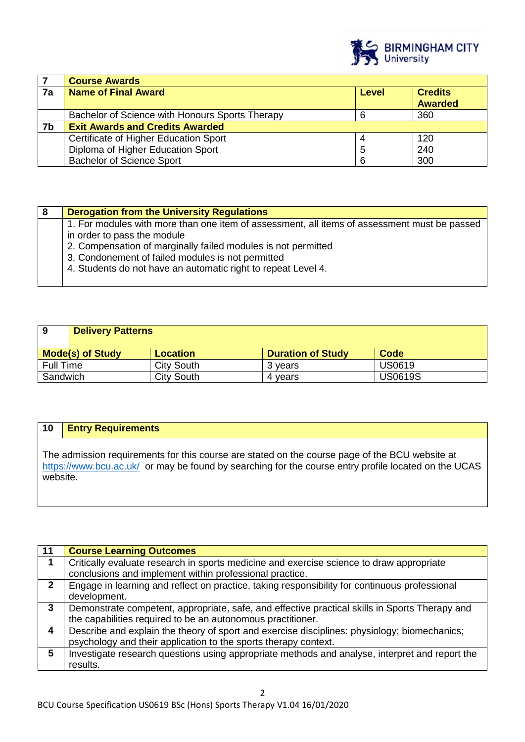| 7 | Course Awards | | |
|---|---|---|---|
| 7a | **Name of Final Award** | **Level** | **Credits Awarded** |
| | Bachelor of Science with Honours Sports Therapy | 6 | 360 |
| 7b | **Exit Awards and Credits Awarded** | | |
| | Certificate of Higher Education Sport<br>Diploma of Higher Education Sport<br>Bachelor of Science Sport | 4<br>5<br>6 | 120<br>240<br>300 |

| 8 | Derogation from the University Regulations |
|---|---|
| | 1. For modules with more than one item of assessment, all items of assessment must be passed in order to pass the module<br>2. Compensation of marginally failed modules is not permitted<br>3. Condonement of failed modules is not permitted<br>4. Students do not have an automatic right to repeat Level 4. |

| 9 | Delivery Patterns | | |
|---|---|---|---|
| **Mode(s) of Study** | **Location** | **Duration of Study** | **Code** |
| Full Time | City South | 3 years | US0619 |
| Sandwich | City South | 4 years | US0619S |

| 10 | Entry Requirements |
|---|---|
| | The admission requirements for this course are stated on the course page of the BCU website at https://www.bcu.ac.uk/ or may be found by searching for the course entry profile located on the UCAS website. |

| 11 | Course Learning Outcomes |
|---|---|
| 1 | Critically evaluate research in sports medicine and exercise science to draw appropriate conclusions and implement within professional practice. |
| 2 | Engage in learning and reflect on practice, taking responsibility for continuous professional development. |
| 3 | Demonstrate competent, appropriate, safe, and effective practical skills in Sports Therapy and the capabilities required to be an autonomous practitioner. |
| 4 | Describe and explain the theory of sport and exercise disciplines: physiology; biomechanics; psychology and their application to the sports therapy context. |
| 5 | Investigate research questions using appropriate methods and analyse, interpret and report the results. |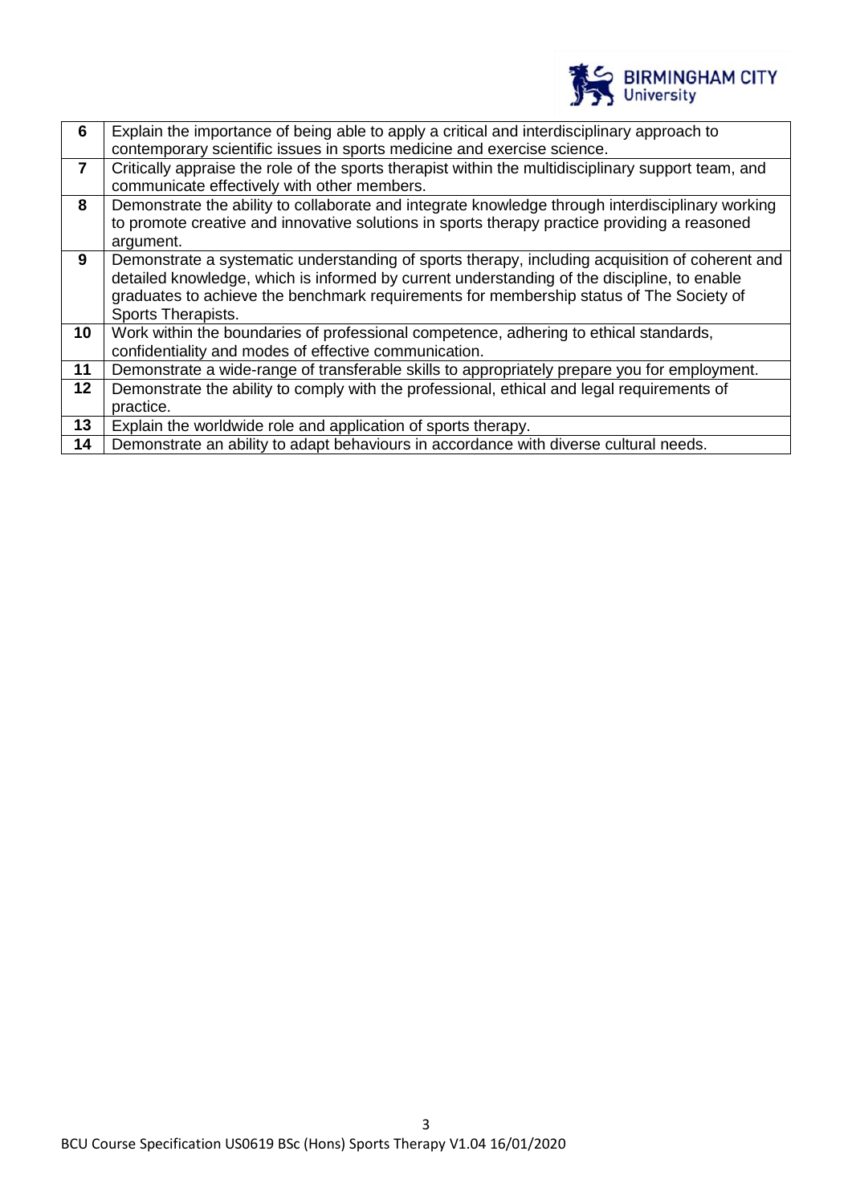| | |
|---|---|
| **6** | Explain the importance of being able to apply a critical and interdisciplinary approach to contemporary scientific issues in sports medicine and exercise science. |
| **7** | Critically appraise the role of the sports therapist within the multidisciplinary support team, and communicate effectively with other members. |
| **8** | Demonstrate the ability to collaborate and integrate knowledge through interdisciplinary working to promote creative and innovative solutions in sports therapy practice providing a reasoned argument. |
| **9** | Demonstrate a systematic understanding of sports therapy, including acquisition of coherent and detailed knowledge, which is informed by current understanding of the discipline, to enable graduates to achieve the benchmark requirements for membership status of The Society of Sports Therapists. |
| **10** | Work within the boundaries of professional competence, adhering to ethical standards, confidentiality and modes of effective communication. |
| **11** | Demonstrate a wide-range of transferable skills to appropriately prepare you for employment. |
| **12** | Demonstrate the ability to comply with the professional, ethical and legal requirements of practice. |
| **13** | Explain the worldwide role and application of sports therapy. |
| **14** | Demonstrate an ability to adapt behaviours in accordance with diverse cultural needs. |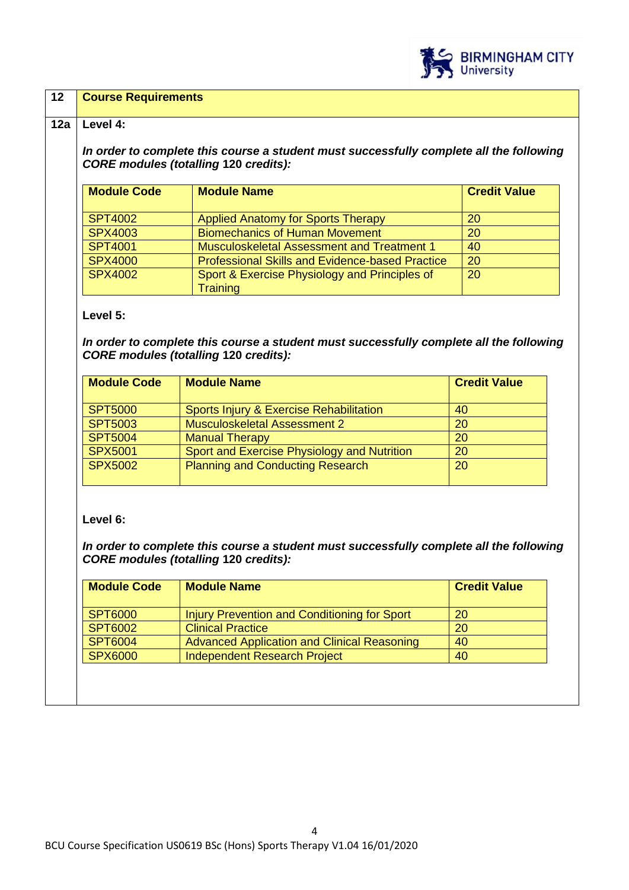| 12 | **Course Requirements** |
|---|---|

**12a** **Level 4:**

***In order to complete this course a student must successfully complete all the following CORE modules (totalling 120 credits):***

| Module Code | Module Name | Credit Value |
|---|---|---|
| SPT4002 | Applied Anatomy for Sports Therapy | 20 |
| SPX4003 | Biomechanics of Human Movement | 20 |
| SPT4001 | Musculoskeletal Assessment and Treatment 1 | 40 |
| SPX4000 | Professional Skills and Evidence-based Practice | 20 |
| SPX4002 | Sport & Exercise Physiology and Principles of Training | 20 |

**Level 5:**

***In order to complete this course a student must successfully complete all the following CORE modules (totalling 120 credits):***

| Module Code | Module Name | Credit Value |
|---|---|---|
| SPT5000 | Sports Injury & Exercise Rehabilitation | 40 |
| SPT5003 | Musculoskeletal Assessment 2 | 20 |
| SPT5004 | Manual Therapy | 20 |
| SPX5001 | Sport and Exercise Physiology and Nutrition | 20 |
| SPX5002 | Planning and Conducting Research | 20 |

**Level 6:**

***In order to complete this course a student must successfully complete all the following CORE modules (totalling 120 credits):***

| Module Code | Module Name | Credit Value |
|---|---|---|
| SPT6000 | Injury Prevention and Conditioning for Sport | 20 |
| SPT6002 | Clinical Practice | 20 |
| SPT6004 | Advanced Application and Clinical Reasoning | 40 |
| SPX6000 | Independent Research Project | 40 |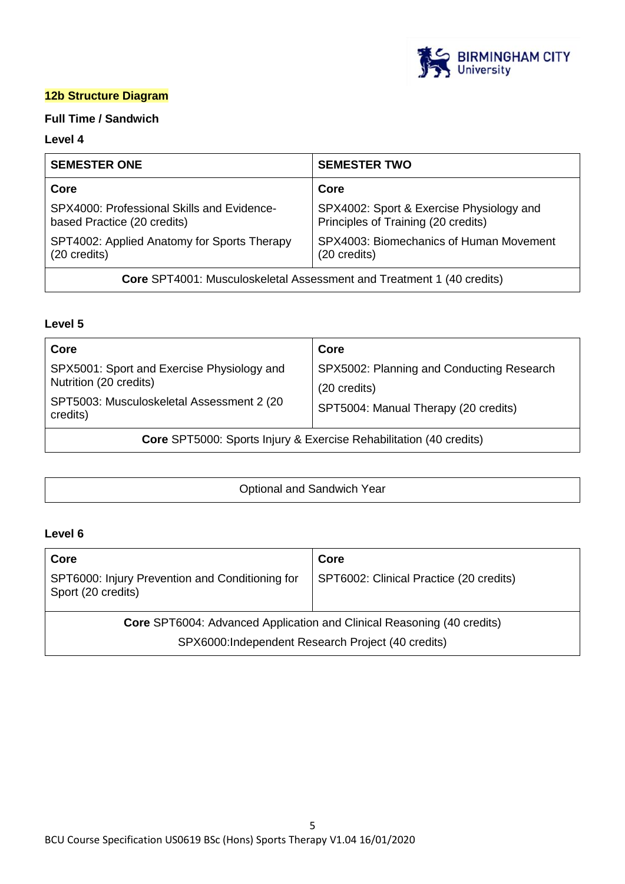## 12b Structure Diagram

**Full Time / Sandwich**

**Level 4**

| SEMESTER ONE | SEMESTER TWO |
|---|---|
| **Core** | **Core** |
| SPX4000: Professional Skills and Evidence-based Practice (20 credits) | SPX4002: Sport & Exercise Physiology and Principles of Training (20 credits) |
| SPT4002: Applied Anatomy for Sports Therapy (20 credits) | SPX4003: Biomechanics of Human Movement (20 credits) |
| **Core** SPT4001: Musculoskeletal Assessment and Treatment 1 (40 credits) | |

**Level 5**

| Core | Core |
|---|---|
| SPX5001: Sport and Exercise Physiology and Nutrition (20 credits) | SPX5002: Planning and Conducting Research (20 credits) |
| SPT5003: Musculoskeletal Assessment 2 (20 credits) | SPT5004: Manual Therapy (20 credits) |
| **Core** SPT5000: Sports Injury & Exercise Rehabilitation (40 credits) | |

| Optional and Sandwich Year |
|---|

**Level 6**

| Core | Core |
|---|---|
| SPT6000: Injury Prevention and Conditioning for Sport (20 credits) | SPT6002: Clinical Practice (20 credits) |
| **Core** SPT6004: Advanced Application and Clinical Reasoning (40 credits)<br>SPX6000:Independent Research Project (40 credits) | |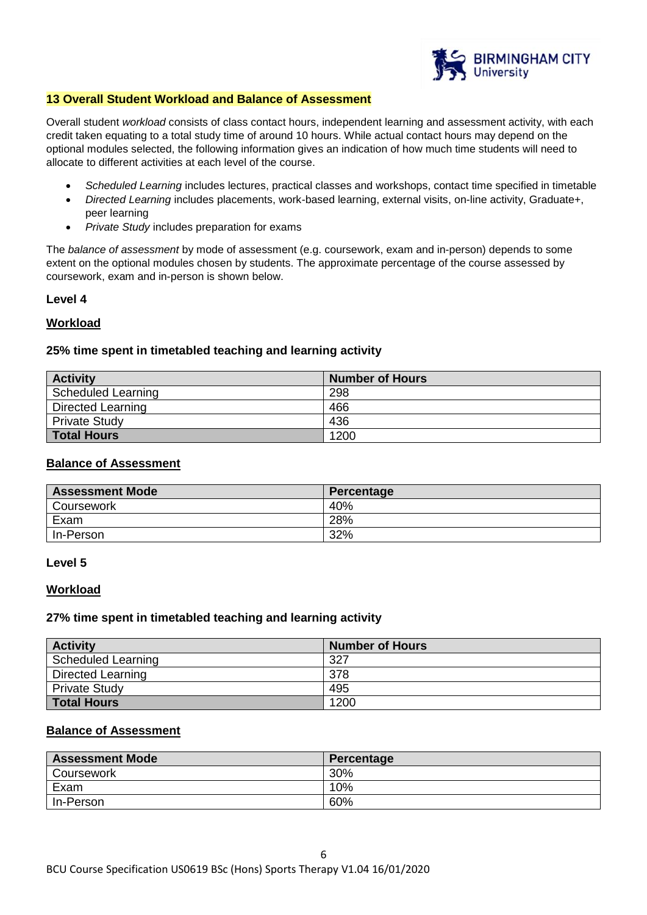## 13 Overall Student Workload and Balance of Assessment

Overall student *workload* consists of class contact hours, independent learning and assessment activity, with each credit taken equating to a total study time of around 10 hours. While actual contact hours may depend on the optional modules selected, the following information gives an indication of how much time students will need to allocate to different activities at each level of the course.

- *Scheduled Learning* includes lectures, practical classes and workshops, contact time specified in timetable
- *Directed Learning* includes placements, work-based learning, external visits, on-line activity, Graduate+, peer learning
- *Private Study* includes preparation for exams

The *balance of assessment* by mode of assessment (e.g. coursework, exam and in-person) depends to some extent on the optional modules chosen by students. The approximate percentage of the course assessed by coursework, exam and in-person is shown below.

### Level 4

#### Workload

**25% time spent in timetabled teaching and learning activity**

| Activity | Number of Hours |
|---|---|
| Scheduled Learning | 298 |
| Directed Learning | 466 |
| Private Study | 436 |
| **Total Hours** | 1200 |

#### Balance of Assessment

| Assessment Mode | Percentage |
|---|---|
| Coursework | 40% |
| Exam | 28% |
| In-Person | 32% |

### Level 5

#### Workload

**27% time spent in timetabled teaching and learning activity**

| Activity | Number of Hours |
|---|---|
| Scheduled Learning | 327 |
| Directed Learning | 378 |
| Private Study | 495 |
| **Total Hours** | 1200 |

#### Balance of Assessment

| Assessment Mode | Percentage |
|---|---|
| Coursework | 30% |
| Exam | 10% |
| In-Person | 60% |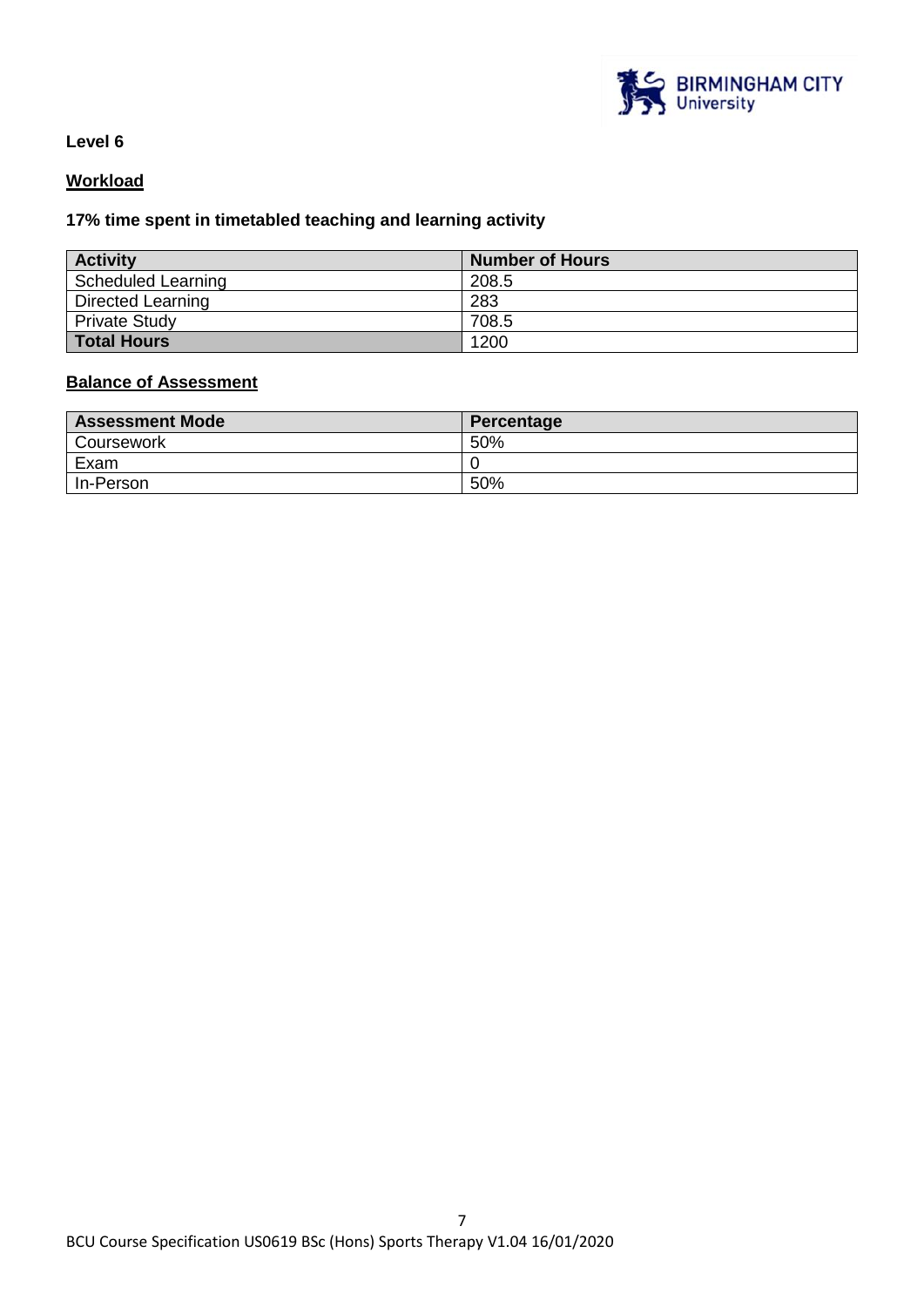**Level 6**

**Workload**

**17% time spent in timetabled teaching and learning activity**

| Activity | Number of Hours |
|---|---|
| Scheduled Learning | 208.5 |
| Directed Learning | 283 |
| Private Study | 708.5 |
| **Total Hours** | 1200 |

**Balance of Assessment**

| Assessment Mode | Percentage |
|---|---|
| Coursework | 50% |
| Exam | 0 |
| In-Person | 50% |